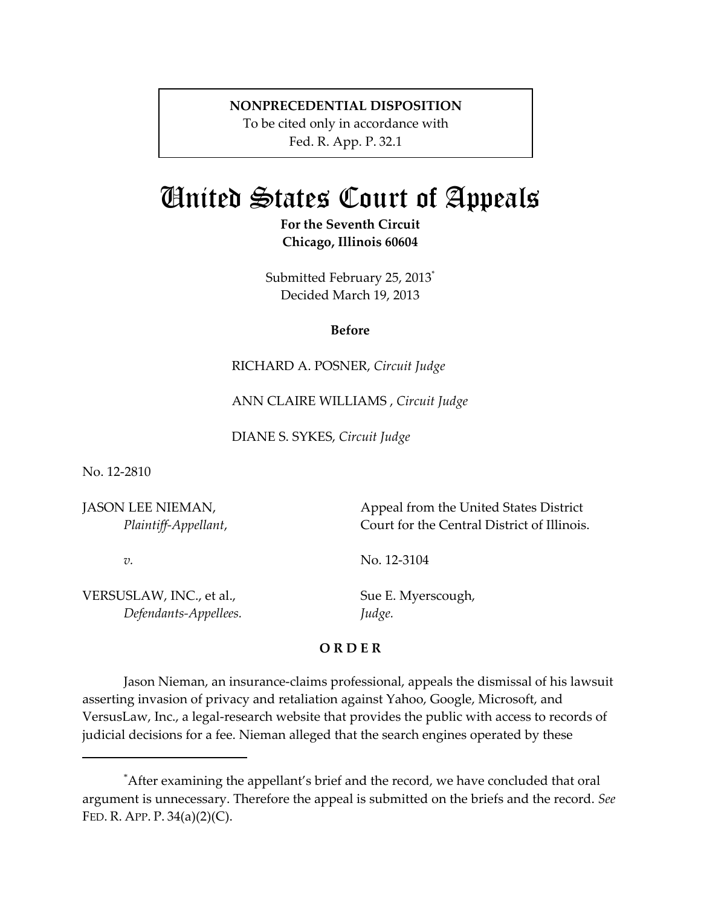**NONPRECEDENTIAL DISPOSITION**
To be cited only in accordance with
Fed. R. App. P. 32.1

# United States Court of Appeals

**For the Seventh Circuit**
**Chicago, Illinois 60604**

Submitted February 25, 2013[*]
Decided March 19, 2013

**Before**

RICHARD A. POSNER, *Circuit Judge*

ANN CLAIRE WILLIAMS , *Circuit Judge*

DIANE S. SYKES, *Circuit Judge*

No. 12-2810

| | |
|---|---|
| JASON LEE NIEMAN, *Plaintiff-Appellant*, | Appeal from the United States District Court for the Central District of Illinois. |
| *v.* | No. 12-3104 |
| VERSUSLAW, INC., et al., *Defendants-Appellees.* | Sue E. Myerscough, *Judge.* |

**O R D E R**

Jason Nieman, an insurance-claims professional, appeals the dismissal of his lawsuit asserting invasion of privacy and retaliation against Yahoo, Google, Microsoft, and VersusLaw, Inc., a legal-research website that provides the public with access to records of judicial decisions for a fee. Nieman alleged that the search engines operated by these

---

[*]After examining the appellant's brief and the record, we have concluded that oral argument is unnecessary. Therefore the appeal is submitted on the briefs and the record. *See* FED. R. APP. P. 34(a)(2)(C).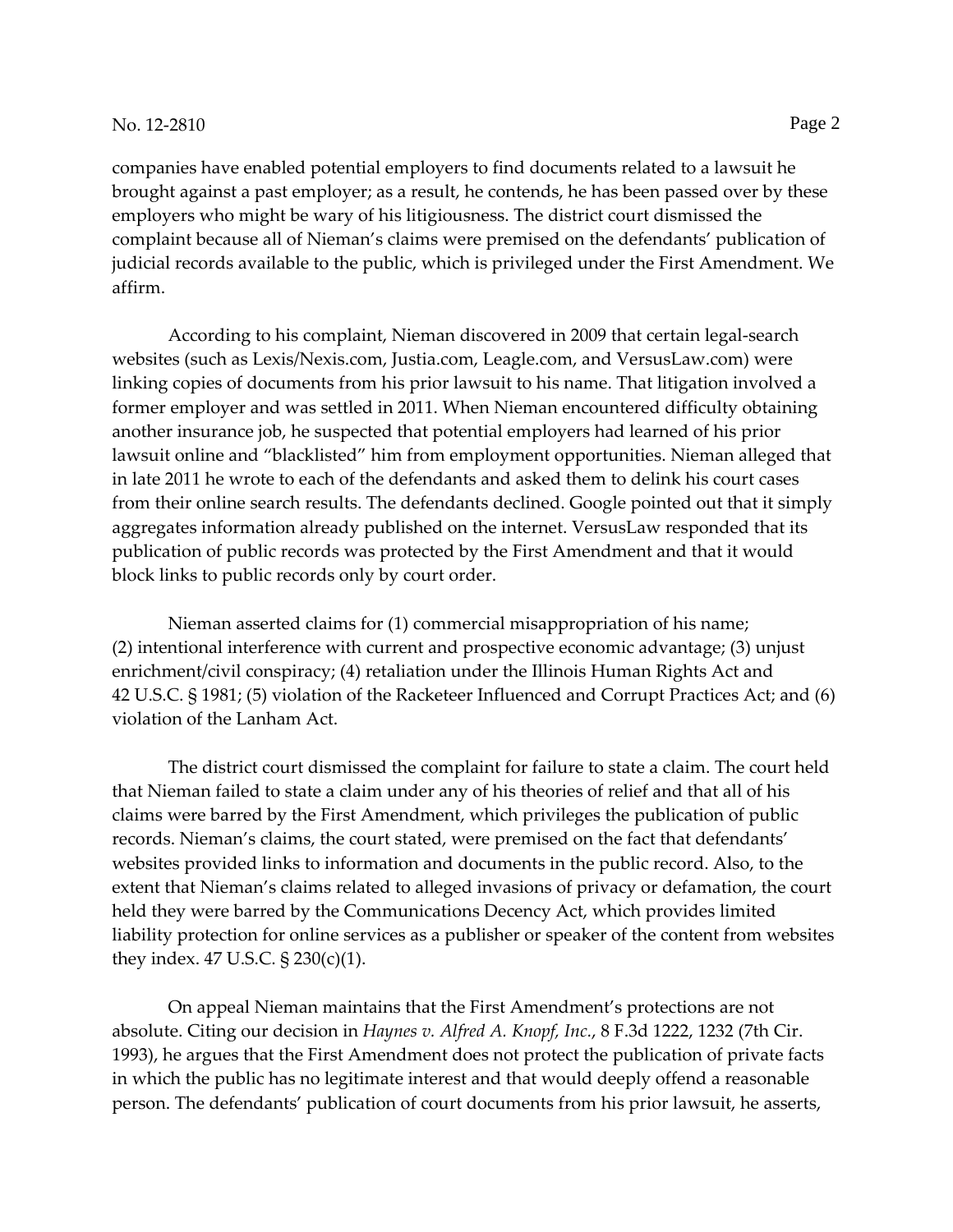companies have enabled potential employers to find documents related to a lawsuit he brought against a past employer; as a result, he contends, he has been passed over by these employers who might be wary of his litigiousness. The district court dismissed the complaint because all of Nieman's claims were premised on the defendants' publication of judicial records available to the public, which is privileged under the First Amendment. We affirm.

According to his complaint, Nieman discovered in 2009 that certain legal-search websites (such as Lexis/Nexis.com, Justia.com, Leagle.com, and VersusLaw.com) were linking copies of documents from his prior lawsuit to his name. That litigation involved a former employer and was settled in 2011. When Nieman encountered difficulty obtaining another insurance job, he suspected that potential employers had learned of his prior lawsuit online and "blacklisted" him from employment opportunities. Nieman alleged that in late 2011 he wrote to each of the defendants and asked them to delink his court cases from their online search results. The defendants declined. Google pointed out that it simply aggregates information already published on the internet. VersusLaw responded that its publication of public records was protected by the First Amendment and that it would block links to public records only by court order.

Nieman asserted claims for (1) commercial misappropriation of his name; (2) intentional interference with current and prospective economic advantage; (3) unjust enrichment/civil conspiracy; (4) retaliation under the Illinois Human Rights Act and 42 U.S.C. § 1981; (5) violation of the Racketeer Influenced and Corrupt Practices Act; and (6) violation of the Lanham Act.

The district court dismissed the complaint for failure to state a claim. The court held that Nieman failed to state a claim under any of his theories of relief and that all of his claims were barred by the First Amendment, which privileges the publication of public records. Nieman's claims, the court stated, were premised on the fact that defendants' websites provided links to information and documents in the public record. Also, to the extent that Nieman's claims related to alleged invasions of privacy or defamation, the court held they were barred by the Communications Decency Act, which provides limited liability protection for online services as a publisher or speaker of the content from websites they index. 47 U.S.C. § 230(c)(1).

On appeal Nieman maintains that the First Amendment's protections are not absolute. Citing our decision in *Haynes v. Alfred A. Knopf, Inc.*, 8 F.3d 1222, 1232 (7th Cir. 1993), he argues that the First Amendment does not protect the publication of private facts in which the public has no legitimate interest and that would deeply offend a reasonable person. The defendants' publication of court documents from his prior lawsuit, he asserts,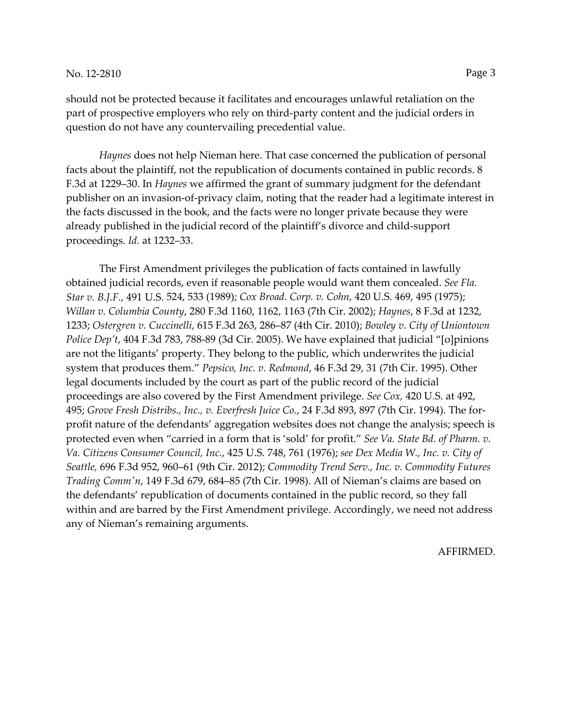should not be protected because it facilitates and encourages unlawful retaliation on the part of prospective employers who rely on third-party content and the judicial orders in question do not have any countervailing precedential value.

*Haynes* does not help Nieman here. That case concerned the publication of personal facts about the plaintiff, not the republication of documents contained in public records. 8 F.3d at 1229–30. In *Haynes* we affirmed the grant of summary judgment for the defendant publisher on an invasion-of-privacy claim, noting that the reader had a legitimate interest in the facts discussed in the book, and the facts were no longer private because they were already published in the judicial record of the plaintiff's divorce and child-support proceedings. *Id.* at 1232–33.

The First Amendment privileges the publication of facts contained in lawfully obtained judicial records, even if reasonable people would want them concealed. *See Fla. Star v. B.J.F.*, 491 U.S. 524, 533 (1989); *Cox Broad. Corp. v. Cohn*, 420 U.S. 469, 495 (1975); *Willan v. Columbia County*, 280 F.3d 1160, 1162, 1163 (7th Cir. 2002); *Haynes*, 8 F.3d at 1232, 1233; *Ostergren v. Cuccinelli*, 615 F.3d 263, 286–87 (4th Cir. 2010); *Bowley v. City of Uniontown Police Dep't*, 404 F.3d 783, 788-89 (3d Cir. 2005). We have explained that judicial "[o]pinions are not the litigants' property. They belong to the public, which underwrites the judicial system that produces them." *Pepsico, Inc. v. Redmond*, 46 F.3d 29, 31 (7th Cir. 1995). Other legal documents included by the court as part of the public record of the judicial proceedings are also covered by the First Amendment privilege. *See Cox,* 420 U.S. at 492, 495; *Grove Fresh Distribs., Inc., v. Everfresh Juice Co.*, 24 F.3d 893, 897 (7th Cir. 1994). The for-profit nature of the defendants' aggregation websites does not change the analysis; speech is protected even when "carried in a form that is 'sold' for profit." *See Va. State Bd. of Pharm. v. Va. Citizens Consumer Council, Inc.*, 425 U.S. 748, 761 (1976); *see Dex Media W., Inc. v. City of Seattle,* 696 F.3d 952, 960–61 (9th Cir. 2012); *Commodity Trend Serv., Inc. v. Commodity Futures Trading Comm'n*, 149 F.3d 679, 684–85 (7th Cir. 1998). All of Nieman's claims are based on the defendants' republication of documents contained in the public record, so they fall within and are barred by the First Amendment privilege. Accordingly, we need not address any of Nieman's remaining arguments.

AFFIRMED.